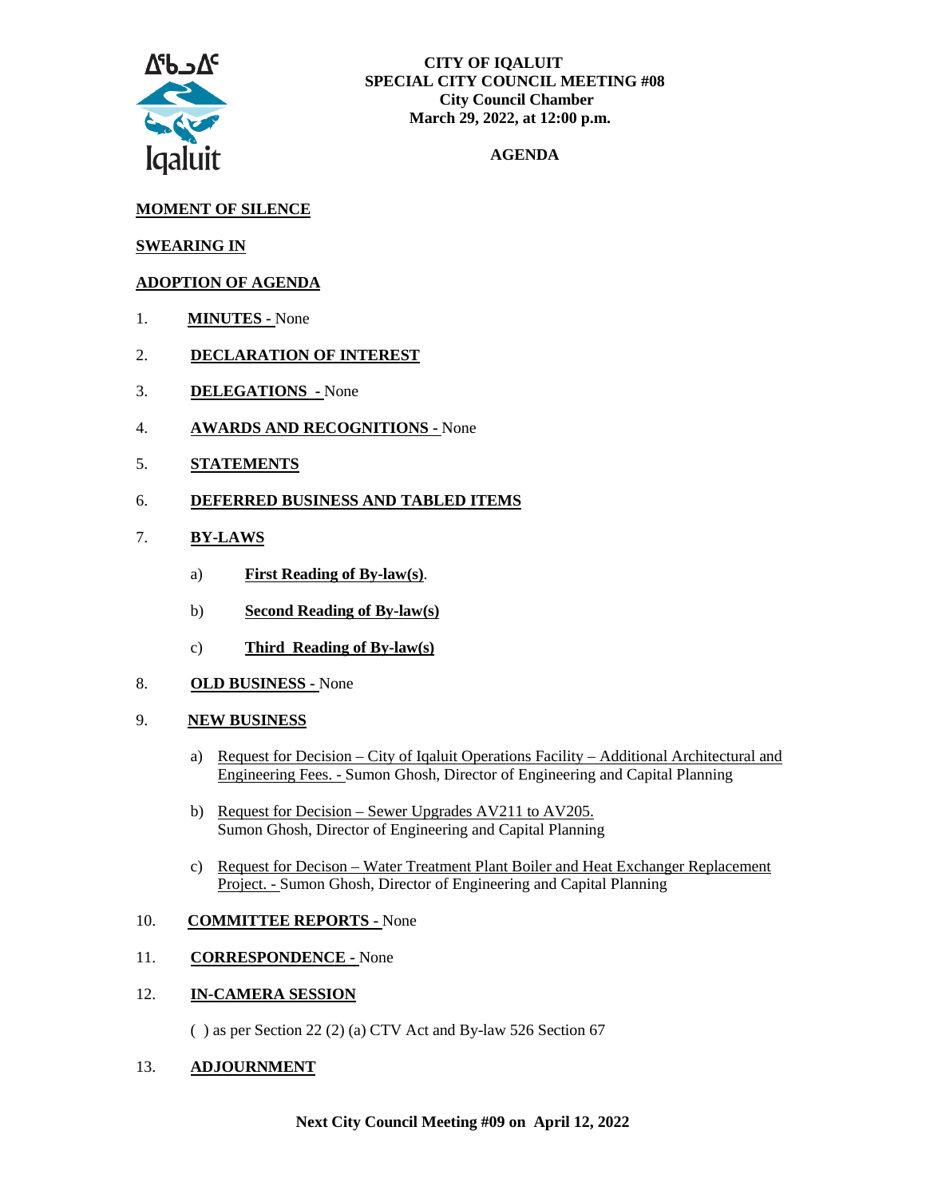ᐃᖃᓗᐃᑦ
Iqaluit

**CITY OF IQALUIT**
**SPECIAL CITY COUNCIL MEETING #08**
**City Council Chamber**
**March 29, 2022, at 12:00 p.m.**

**AGENDA**

**MOMENT OF SILENCE**

**SWEARING IN**

**ADOPTION OF AGENDA**

1. **MINUTES -** None
2. **DECLARATION OF INTEREST**
3. **DELEGATIONS -** None
4. **AWARDS AND RECOGNITIONS -** None
5. **STATEMENTS**
6. **DEFERRED BUSINESS AND TABLED ITEMS**
7. **BY-LAWS**
   a) **First Reading of By-law(s)**.
   b) **Second Reading of By-law(s)**
   c) **Third Reading of By-law(s)**
8. **OLD BUSINESS -** None
9. **NEW BUSINESS**
   a) Request for Decision – City of Iqaluit Operations Facility – Additional Architectural and Engineering Fees. - Sumon Ghosh, Director of Engineering and Capital Planning
   b) Request for Decision – Sewer Upgrades AV211 to AV205. Sumon Ghosh, Director of Engineering and Capital Planning
   c) Request for Decison – Water Treatment Plant Boiler and Heat Exchanger Replacement Project. - Sumon Ghosh, Director of Engineering and Capital Planning
10. **COMMITTEE REPORTS -** None
11. **CORRESPONDENCE -** None
12. **IN-CAMERA SESSION**

    ( ) as per Section 22 (2) (a) CTV Act and By-law 526 Section 67
13. **ADJOURNMENT**

**Next City Council Meeting #09 on April 12, 2022**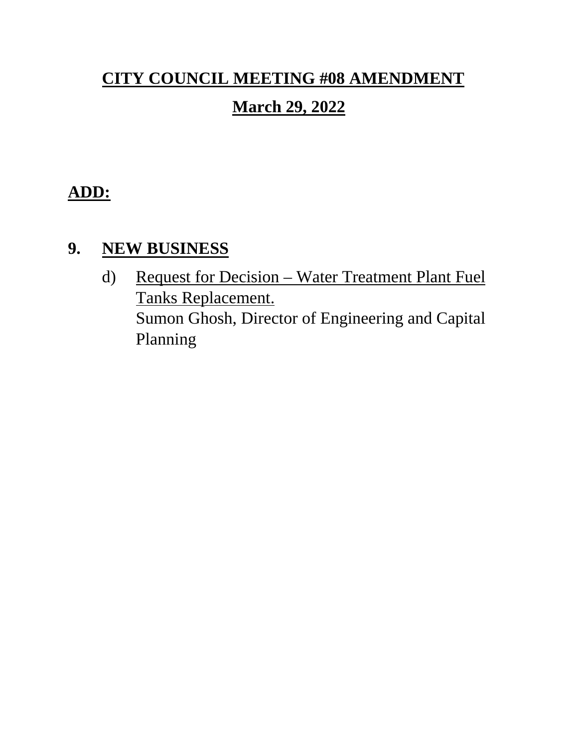# CITY COUNCIL MEETING #08 AMENDMENT

## March 29, 2022

**ADD:**

## 9. NEW BUSINESS

d) Request for Decision – Water Treatment Plant Fuel Tanks Replacement.
Sumon Ghosh, Director of Engineering and Capital Planning